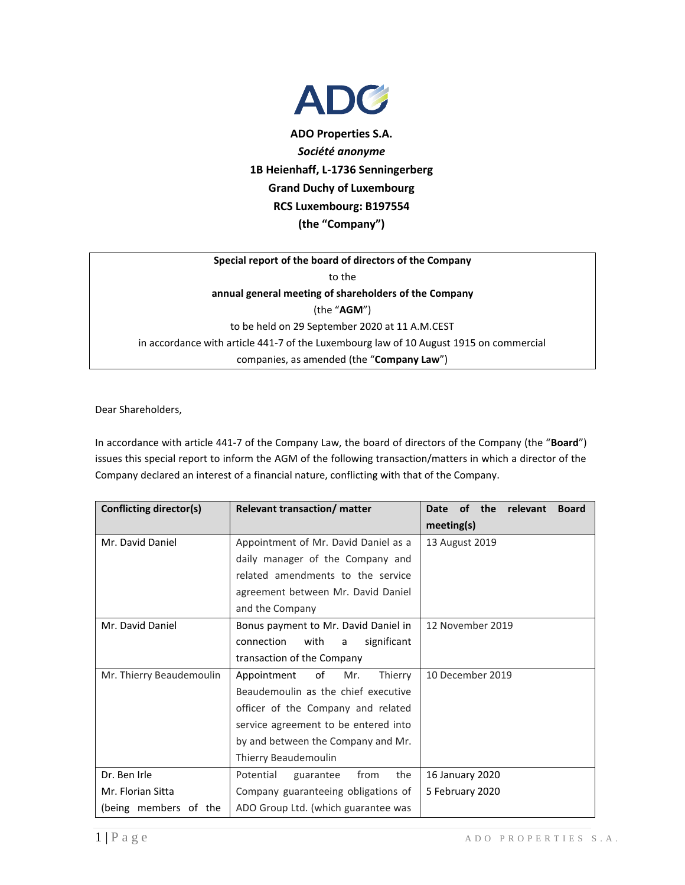**ADO Properties S.A.**

***Société anonyme***

**1B Heienhaff, L-1736 Senningerberg**

**Grand Duchy of Luxembourg**

**RCS Luxembourg: B197554**

**(the "Company")**

**Special report of the board of directors of the Company**

to the

**annual general meeting of shareholders of the Company**

(the "**AGM**")

to be held on 29 September 2020 at 11 A.M.CEST

in accordance with article 441-7 of the Luxembourg law of 10 August 1915 on commercial companies, as amended (the "**Company Law**")

Dear Shareholders,

In accordance with article 441-7 of the Company Law, the board of directors of the Company (the "**Board**") issues this special report to inform the AGM of the following transaction/matters in which a director of the Company declared an interest of a financial nature, conflicting with that of the Company.

| **Conflicting director(s)** | **Relevant transaction/ matter** | **Date of the relevant Board meeting(s)** |
|---|---|---|
| Mr. David Daniel | Appointment of Mr. David Daniel as a daily manager of the Company and related amendments to the service agreement between Mr. David Daniel and the Company | 13 August 2019 |
| Mr. David Daniel | Bonus payment to Mr. David Daniel in connection with a significant transaction of the Company | 12 November 2019 |
| Mr. Thierry Beaudemoulin | Appointment of Mr. Thierry Beaudemoulin as the chief executive officer of the Company and related service agreement to be entered into by and between the Company and Mr. Thierry Beaudemoulin | 10 December 2019 |
| Dr. Ben Irle<br>Mr. Florian Sitta<br>(being members of the | Potential guarantee from the Company guaranteeing obligations of ADO Group Ltd. (which guarantee was | 16 January 2020<br>5 February 2020 |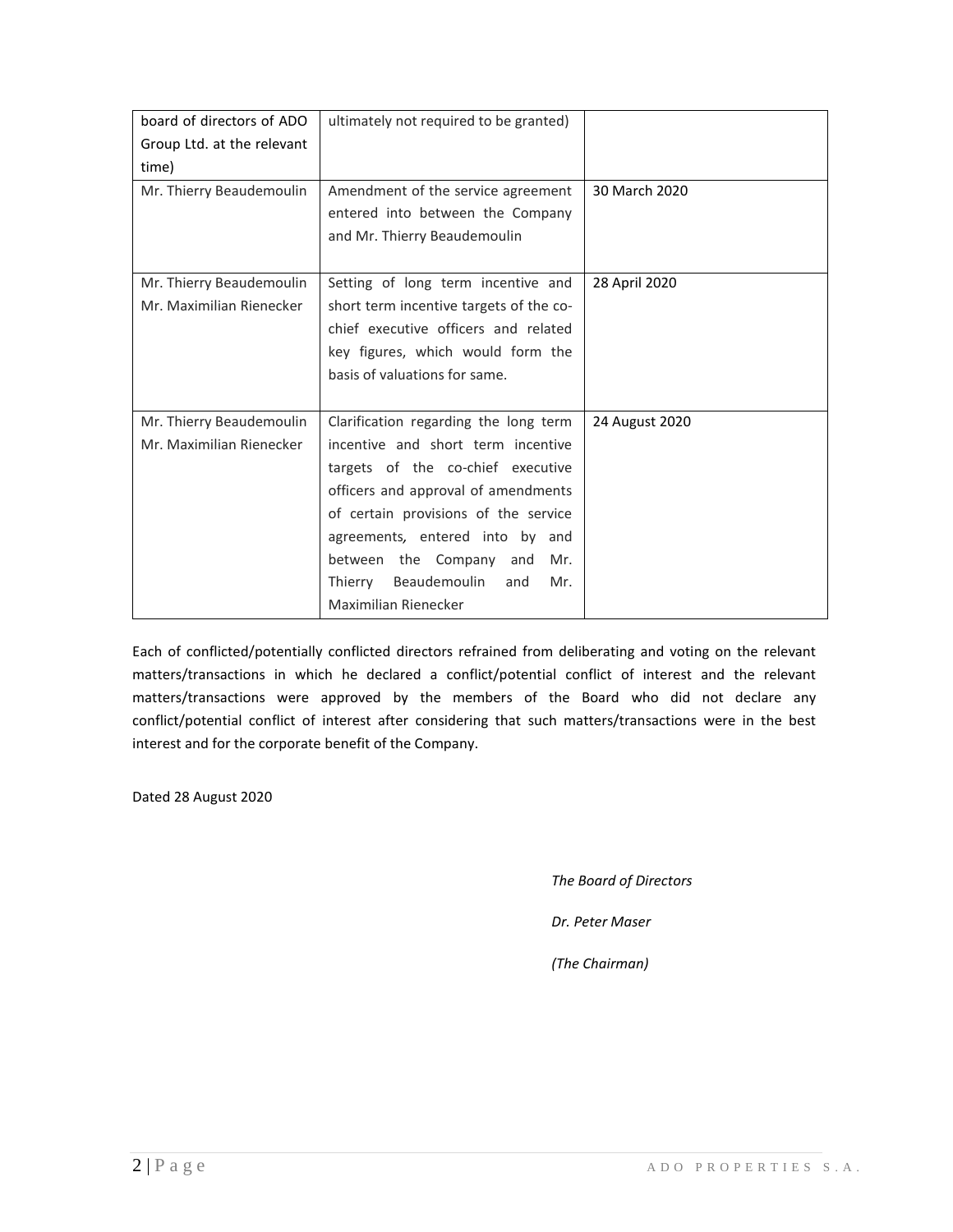| | | |
|---|---|---|
| board of directors of ADO Group Ltd. at the relevant time) | ultimately not required to be granted) | |
| Mr. Thierry Beaudemoulin | Amendment of the service agreement entered into between the Company and Mr. Thierry Beaudemoulin | 30 March 2020 |
| Mr. Thierry Beaudemoulin<br>Mr. Maximilian Rienecker | Setting of long term incentive and short term incentive targets of the co-chief executive officers and related key figures, which would form the basis of valuations for same. | 28 April 2020 |
| Mr. Thierry Beaudemoulin<br>Mr. Maximilian Rienecker | Clarification regarding the long term incentive and short term incentive targets of the co-chief executive officers and approval of amendments of certain provisions of the service agreements, entered into by and between the Company and Mr. Thierry Beaudemoulin and Mr. Maximilian Rienecker | 24 August 2020 |

Each of conflicted/potentially conflicted directors refrained from deliberating and voting on the relevant matters/transactions in which he declared a conflict/potential conflict of interest and the relevant matters/transactions were approved by the members of the Board who did not declare any conflict/potential conflict of interest after considering that such matters/transactions were in the best interest and for the corporate benefit of the Company.

Dated 28 August 2020

*The Board of Directors*

*Dr. Peter Maser*

*(The Chairman)*